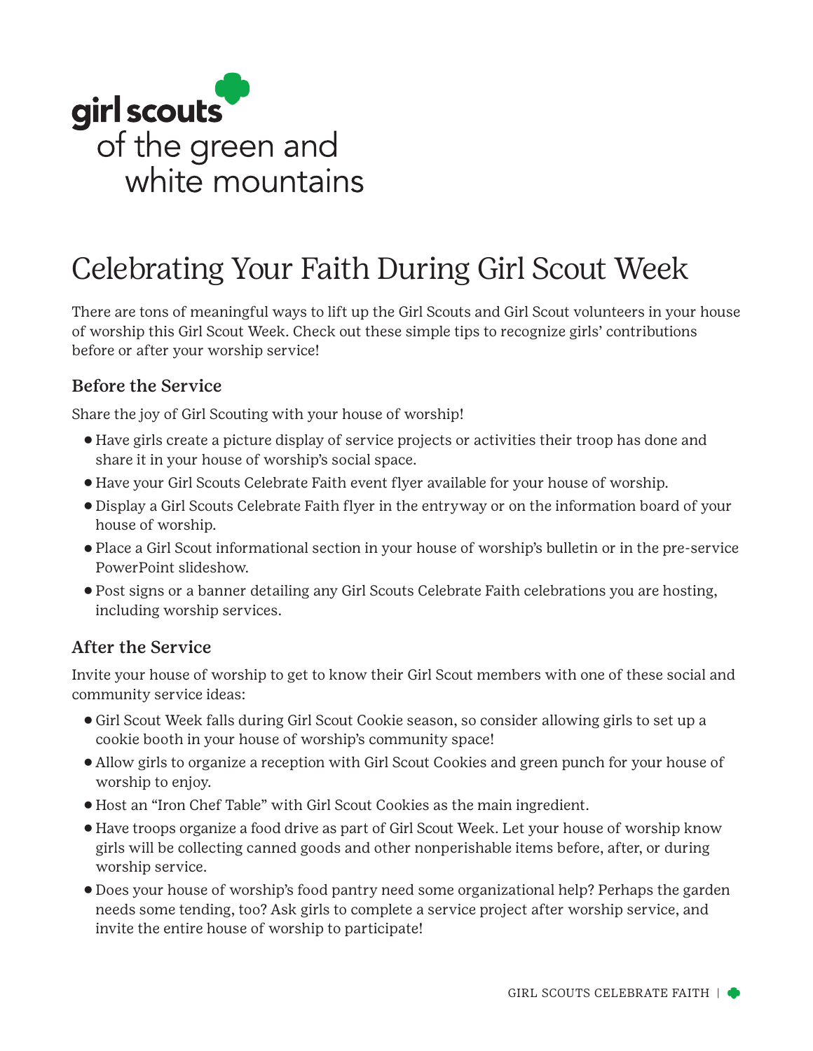girl scouts of the green and white mountains

# Celebrating Your Faith During Girl Scout Week

There are tons of meaningful ways to lift up the Girl Scouts and Girl Scout volunteers in your house of worship this Girl Scout Week. Check out these simple tips to recognize girls' contributions before or after your worship service!

## Before the Service

Share the joy of Girl Scouting with your house of worship!

- Have girls create a picture display of service projects or activities their troop has done and share it in your house of worship's social space.
- Have your Girl Scouts Celebrate Faith event flyer available for your house of worship.
- Display a Girl Scouts Celebrate Faith flyer in the entryway or on the information board of your house of worship.
- Place a Girl Scout informational section in your house of worship's bulletin or in the pre-service PowerPoint slideshow.
- Post signs or a banner detailing any Girl Scouts Celebrate Faith celebrations you are hosting, including worship services.

## After the Service

Invite your house of worship to get to know their Girl Scout members with one of these social and community service ideas:

- Girl Scout Week falls during Girl Scout Cookie season, so consider allowing girls to set up a cookie booth in your house of worship's community space!
- Allow girls to organize a reception with Girl Scout Cookies and green punch for your house of worship to enjoy.
- Host an "Iron Chef Table" with Girl Scout Cookies as the main ingredient.
- Have troops organize a food drive as part of Girl Scout Week. Let your house of worship know girls will be collecting canned goods and other nonperishable items before, after, or during worship service.
- Does your house of worship's food pantry need some organizational help? Perhaps the garden needs some tending, too? Ask girls to complete a service project after worship service, and invite the entire house of worship to participate!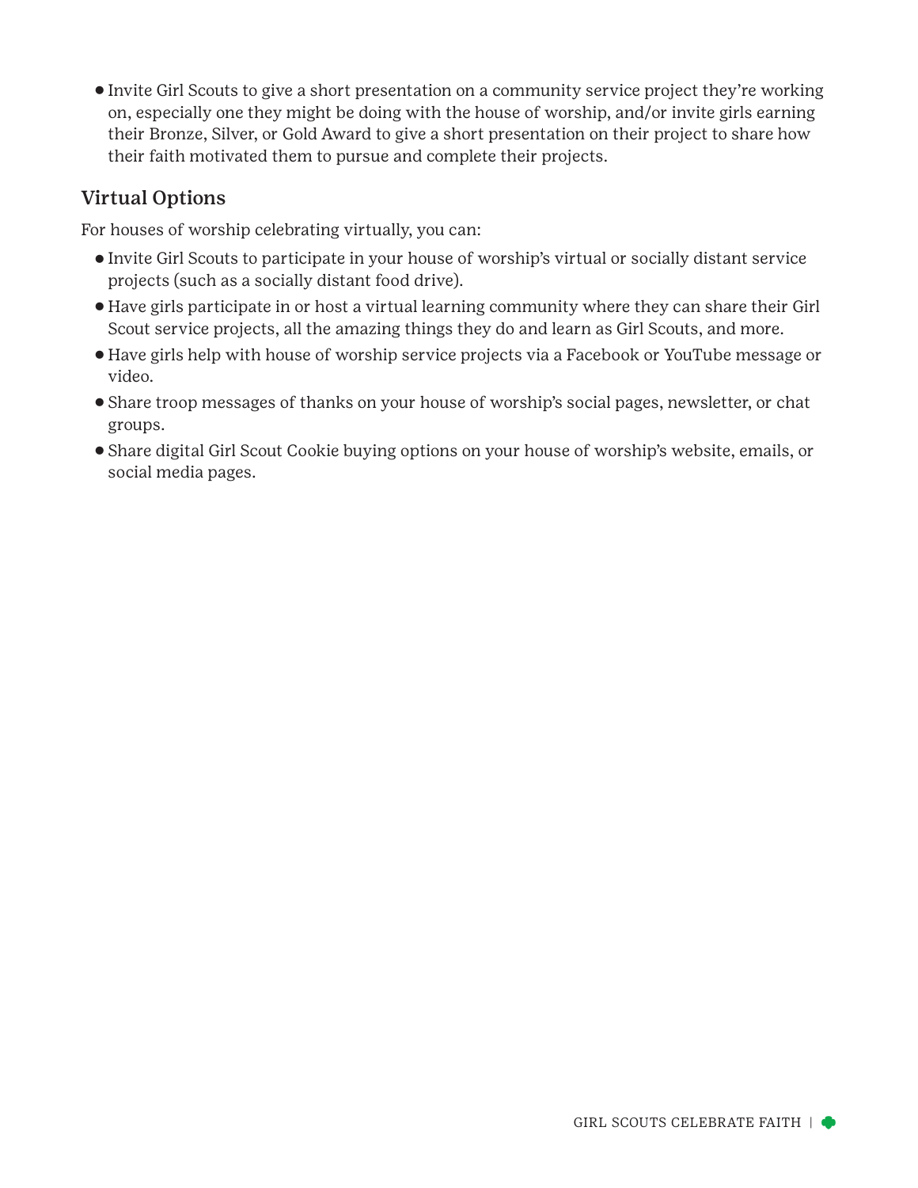- Invite Girl Scouts to give a short presentation on a community service project they're working on, especially one they might be doing with the house of worship, and/or invite girls earning their Bronze, Silver, or Gold Award to give a short presentation on their project to share how their faith motivated them to pursue and complete their projects.

## Virtual Options

For houses of worship celebrating virtually, you can:

- Invite Girl Scouts to participate in your house of worship's virtual or socially distant service projects (such as a socially distant food drive).
- Have girls participate in or host a virtual learning community where they can share their Girl Scout service projects, all the amazing things they do and learn as Girl Scouts, and more.
- Have girls help with house of worship service projects via a Facebook or YouTube message or video.
- Share troop messages of thanks on your house of worship's social pages, newsletter, or chat groups.
- Share digital Girl Scout Cookie buying options on your house of worship's website, emails, or social media pages.